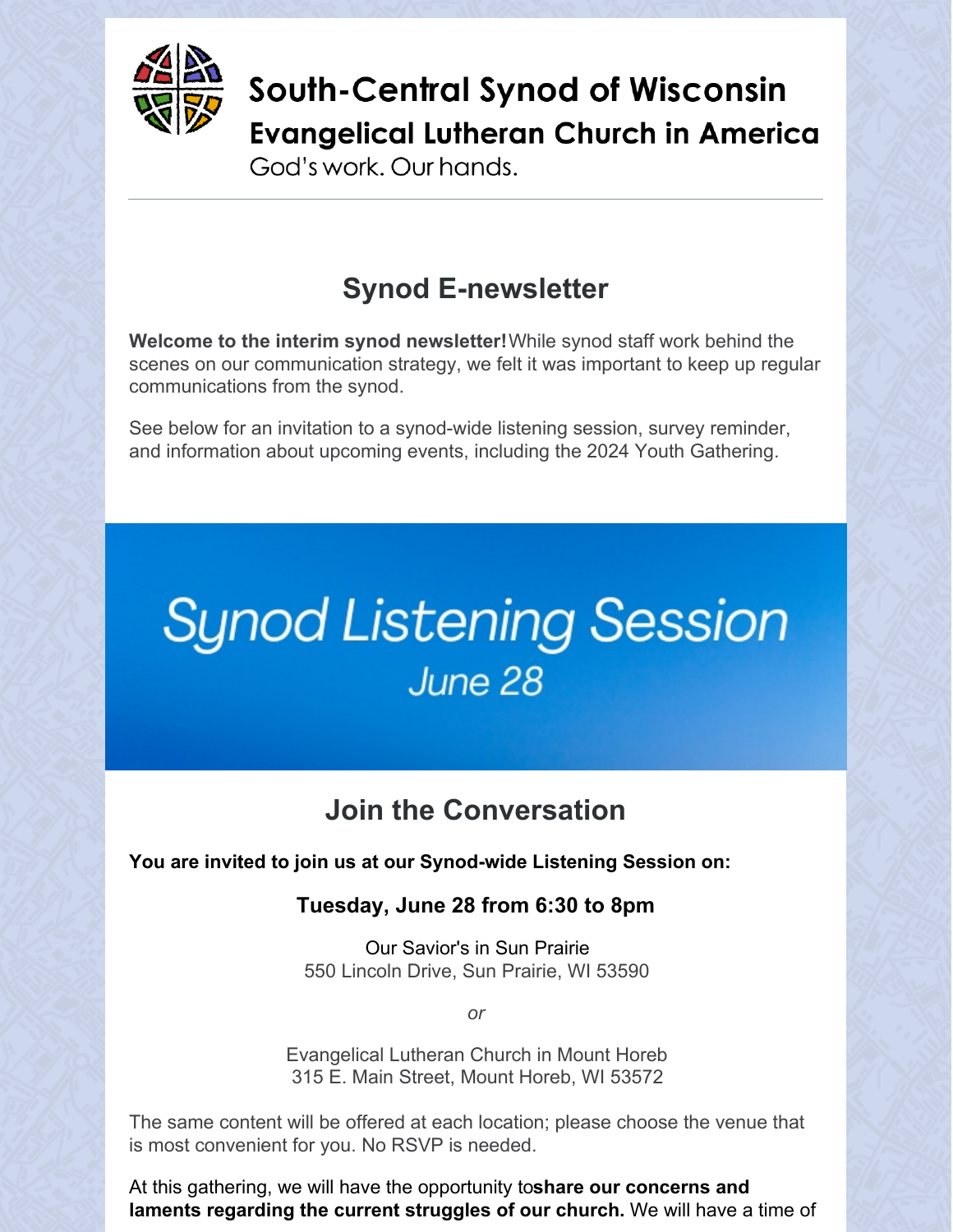# South-Central Synod of Wisconsin

## Evangelical Lutheran Church in America

God's work. Our hands.

---

## Synod E-newsletter

**Welcome to the interim synod newsletter!** While synod staff work behind the scenes on our communication strategy, we felt it was important to keep up regular communications from the synod.

See below for an invitation to a synod-wide listening session, survey reminder, and information about upcoming events, including the 2024 Youth Gathering.

Synod Listening Session

June 28

## Join the Conversation

**You are invited to join us at our Synod-wide Listening Session on:**

**Tuesday, June 28 from 6:30 to 8pm**

Our Savior's in Sun Prairie
550 Lincoln Drive, Sun Prairie, WI 53590

*or*

Evangelical Lutheran Church in Mount Horeb
315 E. Main Street, Mount Horeb, WI 53572

The same content will be offered at each location; please choose the venue that is most convenient for you. No RSVP is needed.

At this gathering, we will have the opportunity to **share our concerns and laments regarding the current struggles of our church.** We will have a time of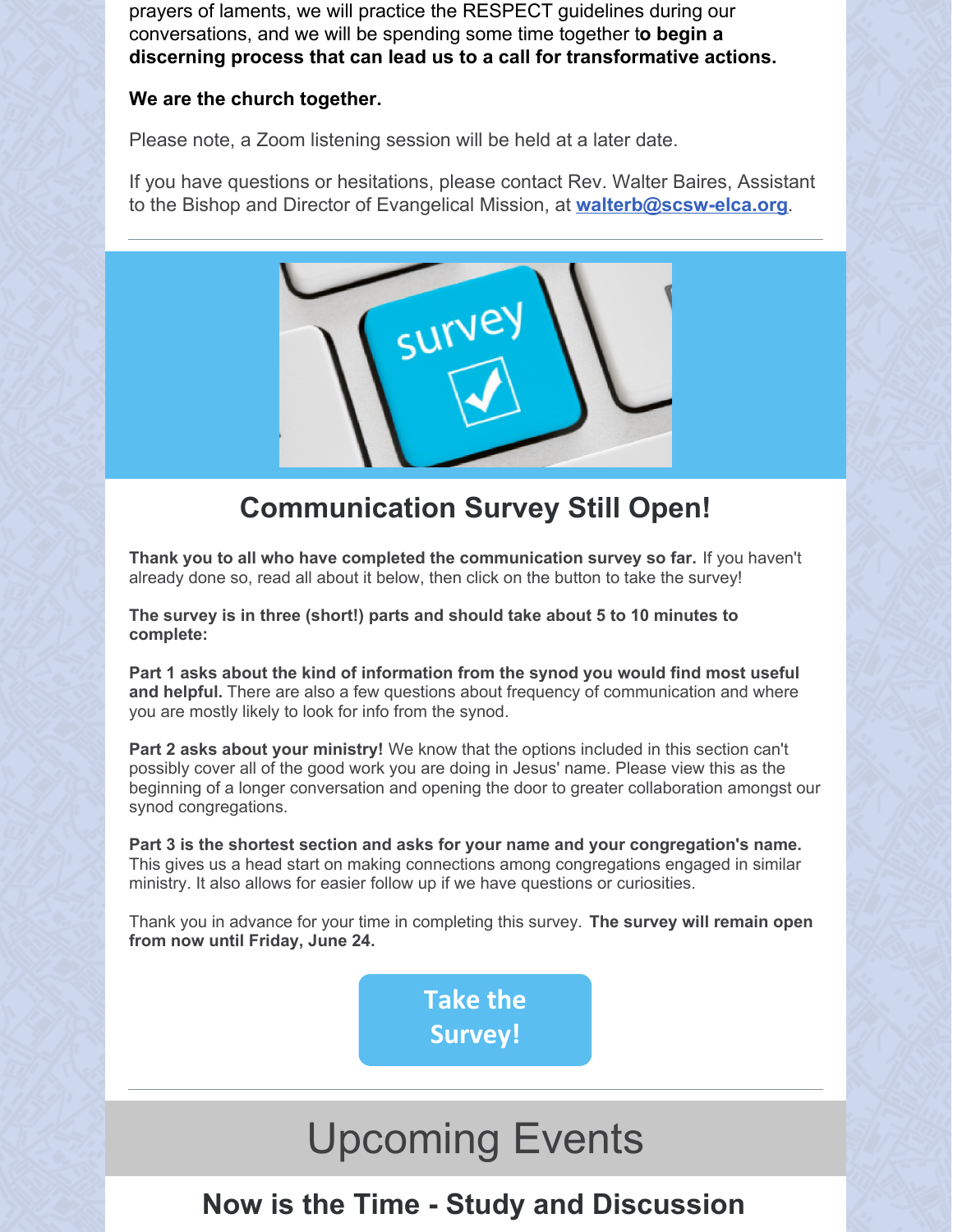prayers of laments, we will practice the RESPECT guidelines during our conversations, and we will be spending some time together t**o begin a discerning process that can lead us to a call for transformative actions.**

**We are the church together.**

Please note, a Zoom listening session will be held at a later date.

If you have questions or hesitations, please contact Rev. Walter Baires, Assistant to the Bishop and Director of Evangelical Mission, at **walterb@scsw-elca.org**.

---

## Communication Survey Still Open!

**Thank you to all who have completed the communication survey so far.** If you haven't already done so, read all about it below, then click on the button to take the survey!

**The survey is in three (short!) parts and should take about 5 to 10 minutes to complete:**

**Part 1 asks about the kind of information from the synod you would find most useful and helpful.** There are also a few questions about frequency of communication and where you are mostly likely to look for info from the synod.

**Part 2 asks about your ministry!** We know that the options included in this section can't possibly cover all of the good work you are doing in Jesus' name. Please view this as the beginning of a longer conversation and opening the door to greater collaboration amongst our synod congregations.

**Part 3 is the shortest section and asks for your name and your congregation's name.** This gives us a head start on making connections among congregations engaged in similar ministry. It also allows for easier follow up if we have questions or curiosities.

Thank you in advance for your time in completing this survey. **The survey will remain open from now until Friday, June 24.**

**Take the Survey!**

---

# Upcoming Events

## Now is the Time - Study and Discussion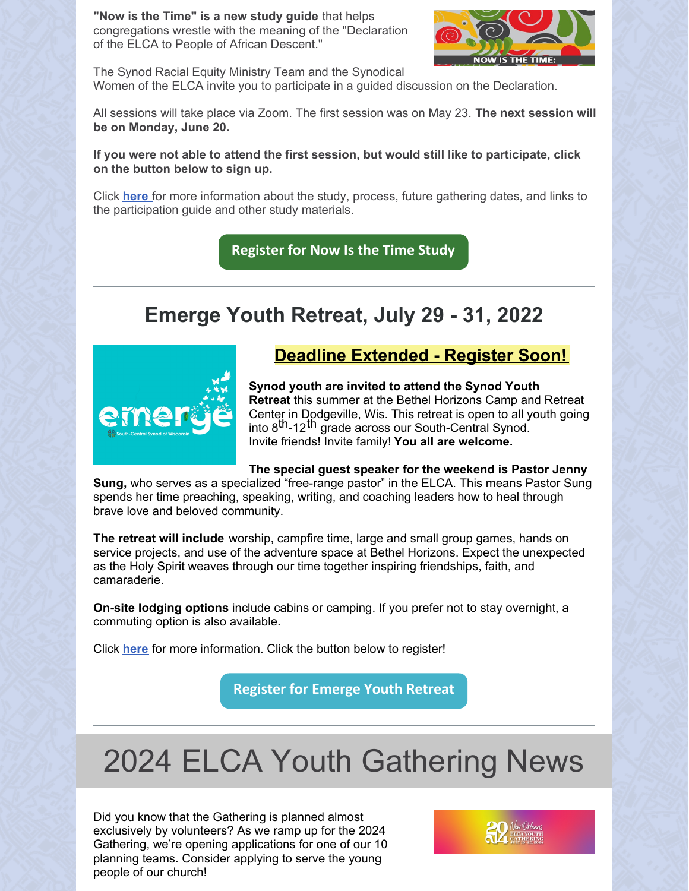**"Now is the Time" is a new study guide** that helps congregations wrestle with the meaning of the "Declaration of the ELCA to People of African Descent."

The Synod Racial Equity Ministry Team and the Synodical Women of the ELCA invite you to participate in a guided discussion on the Declaration.

All sessions will take place via Zoom. The first session was on May 23. **The next session will be on Monday, June 20.**

**If you were not able to attend the first session, but would still like to participate, click on the button below to sign up.**

Click **here** for more information about the study, process, future gathering dates, and links to the participation guide and other study materials.

Register for Now Is the Time Study

---

## Emerge Youth Retreat, July 29 - 31, 2022

### Deadline Extended - Register Soon!

**Synod youth are invited to attend the Synod Youth Retreat** this summer at the Bethel Horizons Camp and Retreat Center in Dodgeville, Wis. This retreat is open to all youth going into 8th-12th grade across our South-Central Synod. Invite friends! Invite family! **You all are welcome.**

**The special guest speaker for the weekend is Pastor Jenny Sung,** who serves as a specialized "free-range pastor" in the ELCA. This means Pastor Sung spends her time preaching, speaking, writing, and coaching leaders how to heal through brave love and beloved community.

**The retreat will include** worship, campfire time, large and small group games, hands on service projects, and use of the adventure space at Bethel Horizons. Expect the unexpected as the Holy Spirit weaves through our time together inspiring friendships, faith, and camaraderie.

**On-site lodging options** include cabins or camping. If you prefer not to stay overnight, a commuting option is also available.

Click **here** for more information. Click the button below to register!

Register for Emerge Youth Retreat

---

# 2024 ELCA Youth Gathering News

Did you know that the Gathering is planned almost exclusively by volunteers? As we ramp up for the 2024 Gathering, we're opening applications for one of our 10 planning teams. Consider applying to serve the young people of our church!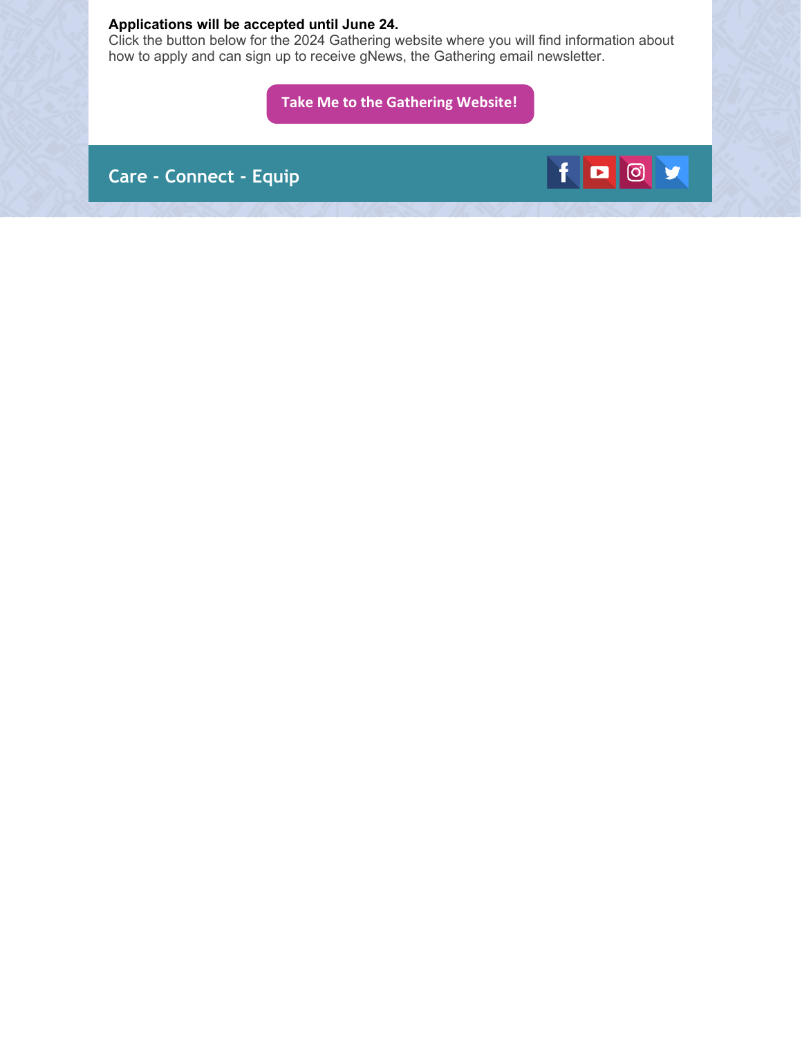**Applications will be accepted until June 24.**
Click the button below for the 2024 Gathering website where you will find information about how to apply and can sign up to receive gNews, the Gathering email newsletter.

Take Me to the Gathering Website!

Care - Connect - Equip